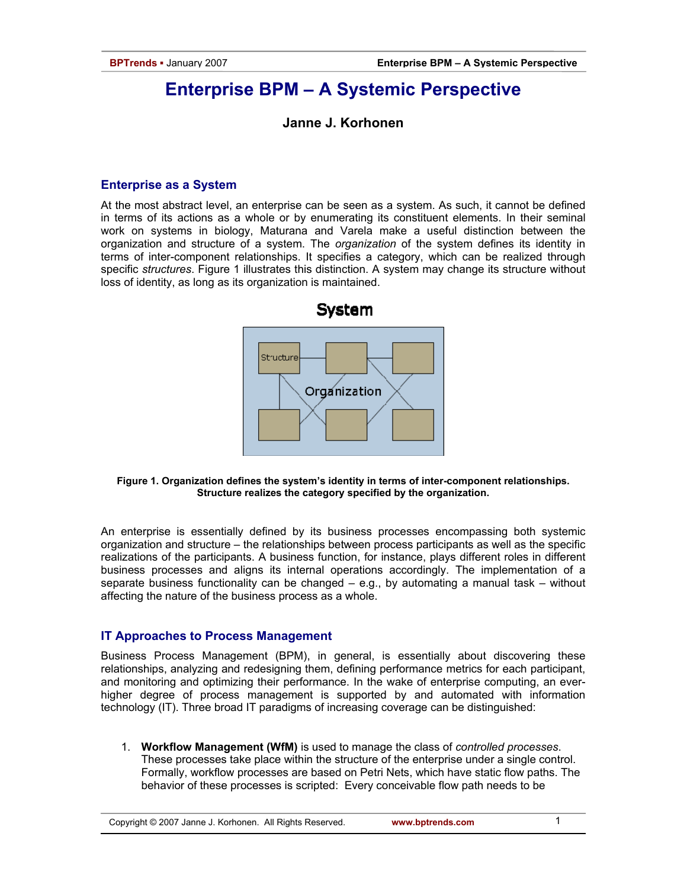# Enterprise BPM – A Systemic Perspective

### Janne J. Korhonen

## Enterprise as a System

At the most abstract level, an enterprise can be seen as a system. As such, it cannot be defined in terms of its actions as a whole or by enumerating its constituent elements. In their seminal work on systems in biology, Maturana and Varela make a useful distinction between the organization and structure of a system. The *organization* of the system defines its identity in terms of inter-component relationships. It specifies a category, which can be realized through specific *structures*. Figure 1 illustrates this distinction. A system may change its structure without loss of identity, as long as its organization is maintained.

**Figure 1. Organization defines the system's identity in terms of inter-component relationships. Structure realizes the category specified by the organization.**

An enterprise is essentially defined by its business processes encompassing both systemic organization and structure – the relationships between process participants as well as the specific realizations of the participants. A business function, for instance, plays different roles in different business processes and aligns its internal operations accordingly. The implementation of a separate business functionality can be changed – e.g., by automating a manual task – without affecting the nature of the business process as a whole.

## IT Approaches to Process Management

Business Process Management (BPM), in general, is essentially about discovering these relationships, analyzing and redesigning them, defining performance metrics for each participant, and monitoring and optimizing their performance. In the wake of enterprise computing, an ever-higher degree of process management is supported by and automated with information technology (IT). Three broad IT paradigms of increasing coverage can be distinguished:

1. **Workflow Management (WfM)** is used to manage the class of *controlled processes*. These processes take place within the structure of the enterprise under a single control. Formally, workflow processes are based on Petri Nets, which have static flow paths. The behavior of these processes is scripted: Every conceivable flow path needs to be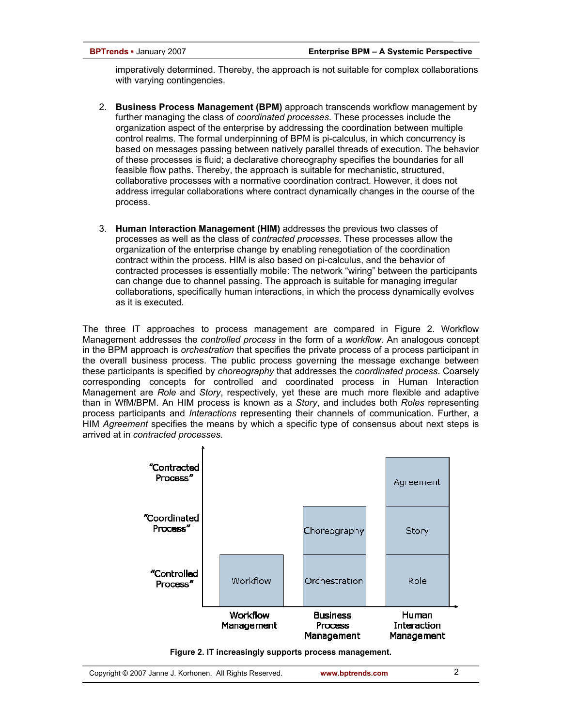imperatively determined. Thereby, the approach is not suitable for complex collaborations with varying contingencies.

2. **Business Process Management (BPM)** approach transcends workflow management by further managing the class of *coordinated processes*. These processes include the organization aspect of the enterprise by addressing the coordination between multiple control realms. The formal underpinning of BPM is pi-calculus, in which concurrency is based on messages passing between natively parallel threads of execution. The behavior of these processes is fluid; a declarative choreography specifies the boundaries for all feasible flow paths. Thereby, the approach is suitable for mechanistic, structured, collaborative processes with a normative coordination contract. However, it does not address irregular collaborations where contract dynamically changes in the course of the process.

3. **Human Interaction Management (HIM)** addresses the previous two classes of processes as well as the class of *contracted processes*. These processes allow the organization of the enterprise change by enabling renegotiation of the coordination contract within the process. HIM is also based on pi-calculus, and the behavior of contracted processes is essentially mobile: The network "wiring" between the participants can change due to channel passing. The approach is suitable for managing irregular collaborations, specifically human interactions, in which the process dynamically evolves as it is executed.

The three IT approaches to process management are compared in Figure 2. Workflow Management addresses the *controlled process* in the form of a *workflow*. An analogous concept in the BPM approach is *orchestration* that specifies the private process of a process participant in the overall business process. The public process governing the message exchange between these participants is specified by *choreography* that addresses the *coordinated process*. Coarsely corresponding concepts for controlled and coordinated process in Human Interaction Management are *Role* and *Story*, respectively, yet these are much more flexible and adaptive than in WfM/BPM. An HIM process is known as a *Story*, and includes both *Roles* representing process participants and *Interactions* representing their channels of communication. Further, a HIM *Agreement* specifies the means by which a specific type of consensus about next steps is arrived at in *contracted processes*.

| | Workflow Management | Business Process Management | Human Interaction Management |
|---|---|---|---|
| "Contracted Process" | | | Agreement |
| "Coordinated Process" | | Choreography | Story |
| "Controlled Process" | Workflow | Orchestration | Role |

**Figure 2. IT increasingly supports process management.**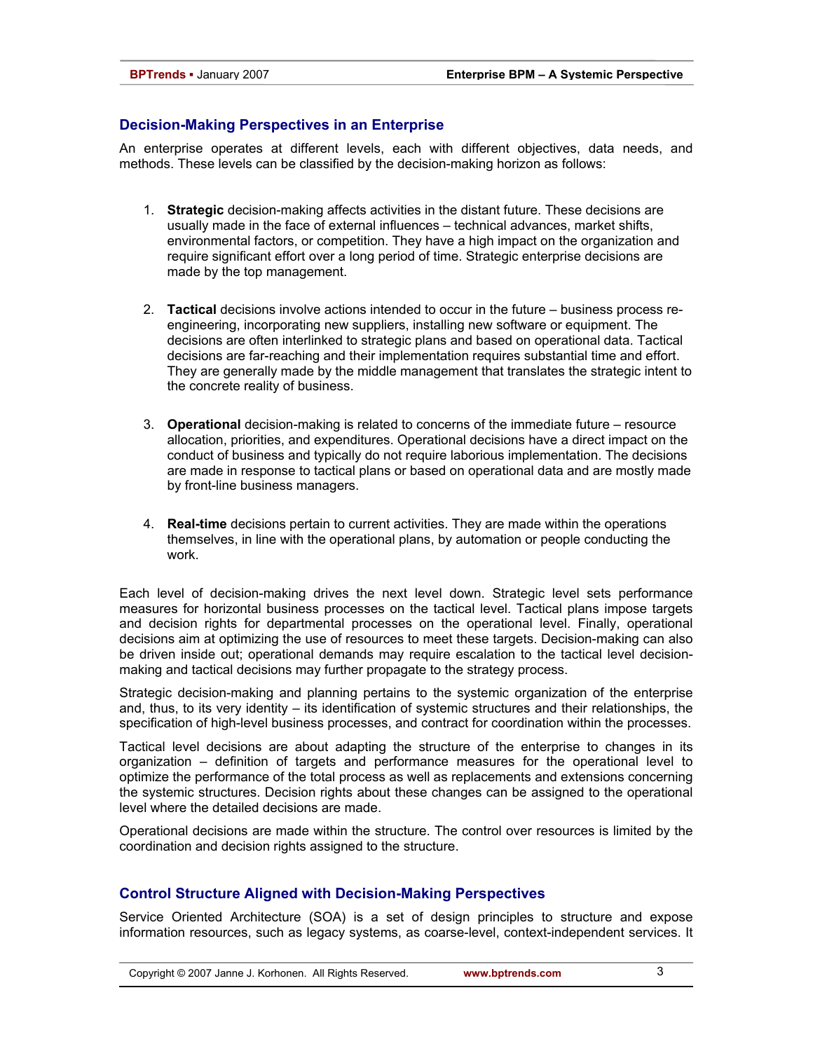## Decision-Making Perspectives in an Enterprise

An enterprise operates at different levels, each with different objectives, data needs, and methods. These levels can be classified by the decision-making horizon as follows:

1. **Strategic** decision-making affects activities in the distant future. These decisions are usually made in the face of external influences – technical advances, market shifts, environmental factors, or competition. They have a high impact on the organization and require significant effort over a long period of time. Strategic enterprise decisions are made by the top management.

2. **Tactical** decisions involve actions intended to occur in the future – business process re-engineering, incorporating new suppliers, installing new software or equipment. The decisions are often interlinked to strategic plans and based on operational data. Tactical decisions are far-reaching and their implementation requires substantial time and effort. They are generally made by the middle management that translates the strategic intent to the concrete reality of business.

3. **Operational** decision-making is related to concerns of the immediate future – resource allocation, priorities, and expenditures. Operational decisions have a direct impact on the conduct of business and typically do not require laborious implementation. The decisions are made in response to tactical plans or based on operational data and are mostly made by front-line business managers.

4. **Real-time** decisions pertain to current activities. They are made within the operations themselves, in line with the operational plans, by automation or people conducting the work.

Each level of decision-making drives the next level down. Strategic level sets performance measures for horizontal business processes on the tactical level. Tactical plans impose targets and decision rights for departmental processes on the operational level. Finally, operational decisions aim at optimizing the use of resources to meet these targets. Decision-making can also be driven inside out; operational demands may require escalation to the tactical level decision-making and tactical decisions may further propagate to the strategy process.

Strategic decision-making and planning pertains to the systemic organization of the enterprise and, thus, to its very identity – its identification of systemic structures and their relationships, the specification of high-level business processes, and contract for coordination within the processes.

Tactical level decisions are about adapting the structure of the enterprise to changes in its organization – definition of targets and performance measures for the operational level to optimize the performance of the total process as well as replacements and extensions concerning the systemic structures. Decision rights about these changes can be assigned to the operational level where the detailed decisions are made.

Operational decisions are made within the structure. The control over resources is limited by the coordination and decision rights assigned to the structure.

## Control Structure Aligned with Decision-Making Perspectives

Service Oriented Architecture (SOA) is a set of design principles to structure and expose information resources, such as legacy systems, as coarse-level, context-independent services. It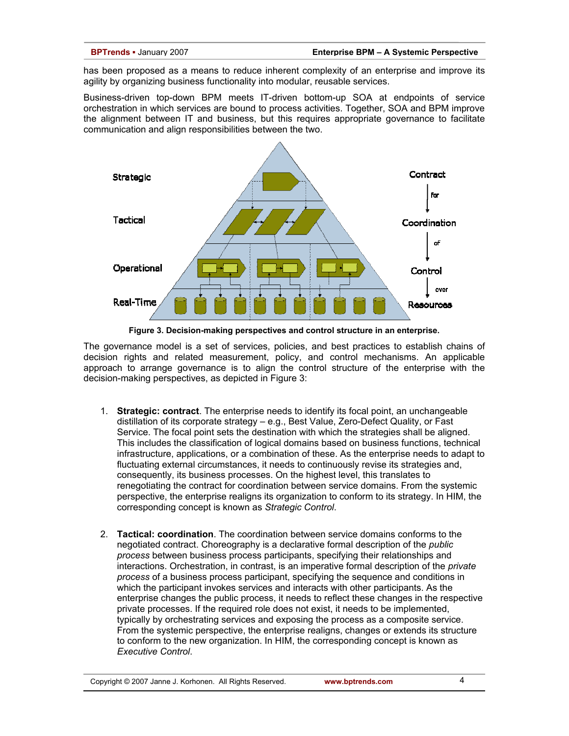has been proposed as a means to reduce inherent complexity of an enterprise and improve its agility by organizing business functionality into modular, reusable services.

Business-driven top-down BPM meets IT-driven bottom-up SOA at endpoints of service orchestration in which services are bound to process activities. Together, SOA and BPM improve the alignment between IT and business, but this requires appropriate governance to facilitate communication and align responsibilities between the two.

**Figure 3. Decision-making perspectives and control structure in an enterprise.**

The governance model is a set of services, policies, and best practices to establish chains of decision rights and related measurement, policy, and control mechanisms. An applicable approach to arrange governance is to align the control structure of the enterprise with the decision-making perspectives, as depicted in Figure 3:

1. **Strategic: contract**. The enterprise needs to identify its focal point, an unchangeable distillation of its corporate strategy – e.g., Best Value, Zero-Defect Quality, or Fast Service. The focal point sets the destination with which the strategies shall be aligned. This includes the classification of logical domains based on business functions, technical infrastructure, applications, or a combination of these. As the enterprise needs to adapt to fluctuating external circumstances, it needs to continuously revise its strategies and, consequently, its business processes. On the highest level, this translates to renegotiating the contract for coordination between service domains. From the systemic perspective, the enterprise realigns its organization to conform to its strategy. In HIM, the corresponding concept is known as *Strategic Control*.

2. **Tactical: coordination**. The coordination between service domains conforms to the negotiated contract. Choreography is a declarative formal description of the *public process* between business process participants, specifying their relationships and interactions. Orchestration, in contrast, is an imperative formal description of the *private process* of a business process participant, specifying the sequence and conditions in which the participant invokes services and interacts with other participants. As the enterprise changes the public process, it needs to reflect these changes in the respective private processes. If the required role does not exist, it needs to be implemented, typically by orchestrating services and exposing the process as a composite service. From the systemic perspective, the enterprise realigns, changes or extends its structure to conform to the new organization. In HIM, the corresponding concept is known as *Executive Control*.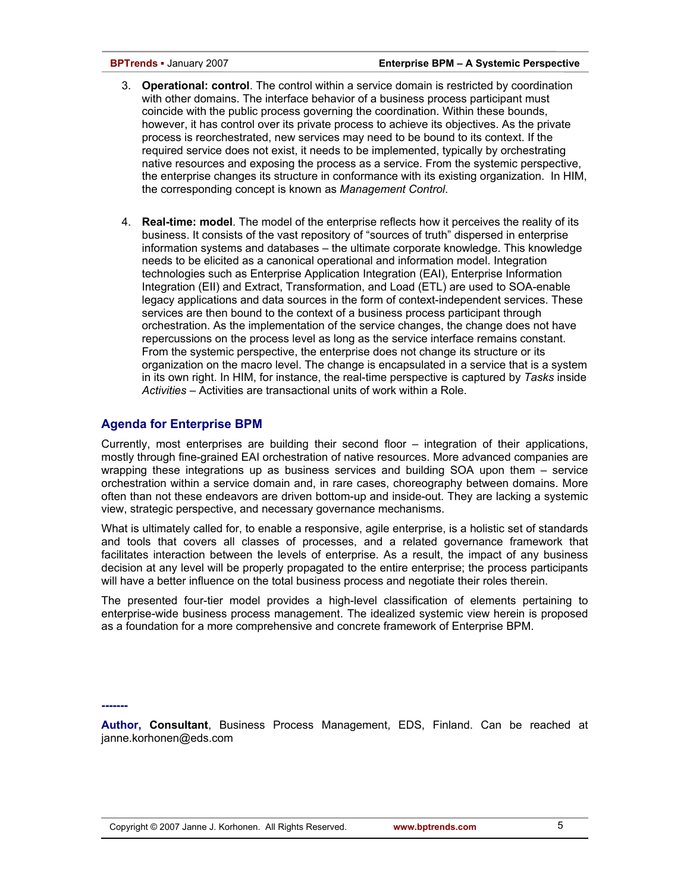3. **Operational: control**. The control within a service domain is restricted by coordination with other domains. The interface behavior of a business process participant must coincide with the public process governing the coordination. Within these bounds, however, it has control over its private process to achieve its objectives. As the private process is reorchestrated, new services may need to be bound to its context. If the required service does not exist, it needs to be implemented, typically by orchestrating native resources and exposing the process as a service. From the systemic perspective, the enterprise changes its structure in conformance with its existing organization. In HIM, the corresponding concept is known as *Management Control*.

4. **Real-time: model**. The model of the enterprise reflects how it perceives the reality of its business. It consists of the vast repository of "sources of truth" dispersed in enterprise information systems and databases – the ultimate corporate knowledge. This knowledge needs to be elicited as a canonical operational and information model. Integration technologies such as Enterprise Application Integration (EAI), Enterprise Information Integration (EII) and Extract, Transformation, and Load (ETL) are used to SOA-enable legacy applications and data sources in the form of context-independent services. These services are then bound to the context of a business process participant through orchestration. As the implementation of the service changes, the change does not have repercussions on the process level as long as the service interface remains constant. From the systemic perspective, the enterprise does not change its structure or its organization on the macro level. The change is encapsulated in a service that is a system in its own right. In HIM, for instance, the real-time perspective is captured by *Tasks* inside *Activities* – Activities are transactional units of work within a Role.

## Agenda for Enterprise BPM

Currently, most enterprises are building their second floor – integration of their applications, mostly through fine-grained EAI orchestration of native resources. More advanced companies are wrapping these integrations up as business services and building SOA upon them – service orchestration within a service domain and, in rare cases, choreography between domains. More often than not these endeavors are driven bottom-up and inside-out. They are lacking a systemic view, strategic perspective, and necessary governance mechanisms.

What is ultimately called for, to enable a responsive, agile enterprise, is a holistic set of standards and tools that covers all classes of processes, and a related governance framework that facilitates interaction between the levels of enterprise. As a result, the impact of any business decision at any level will be properly propagated to the entire enterprise; the process participants will have a better influence on the total business process and negotiate their roles therein.

The presented four-tier model provides a high-level classification of elements pertaining to enterprise-wide business process management. The idealized systemic view herein is proposed as a foundation for a more comprehensive and concrete framework of Enterprise BPM.

-------

**Author, Consultant**, Business Process Management, EDS, Finland. Can be reached at janne.korhonen@eds.com